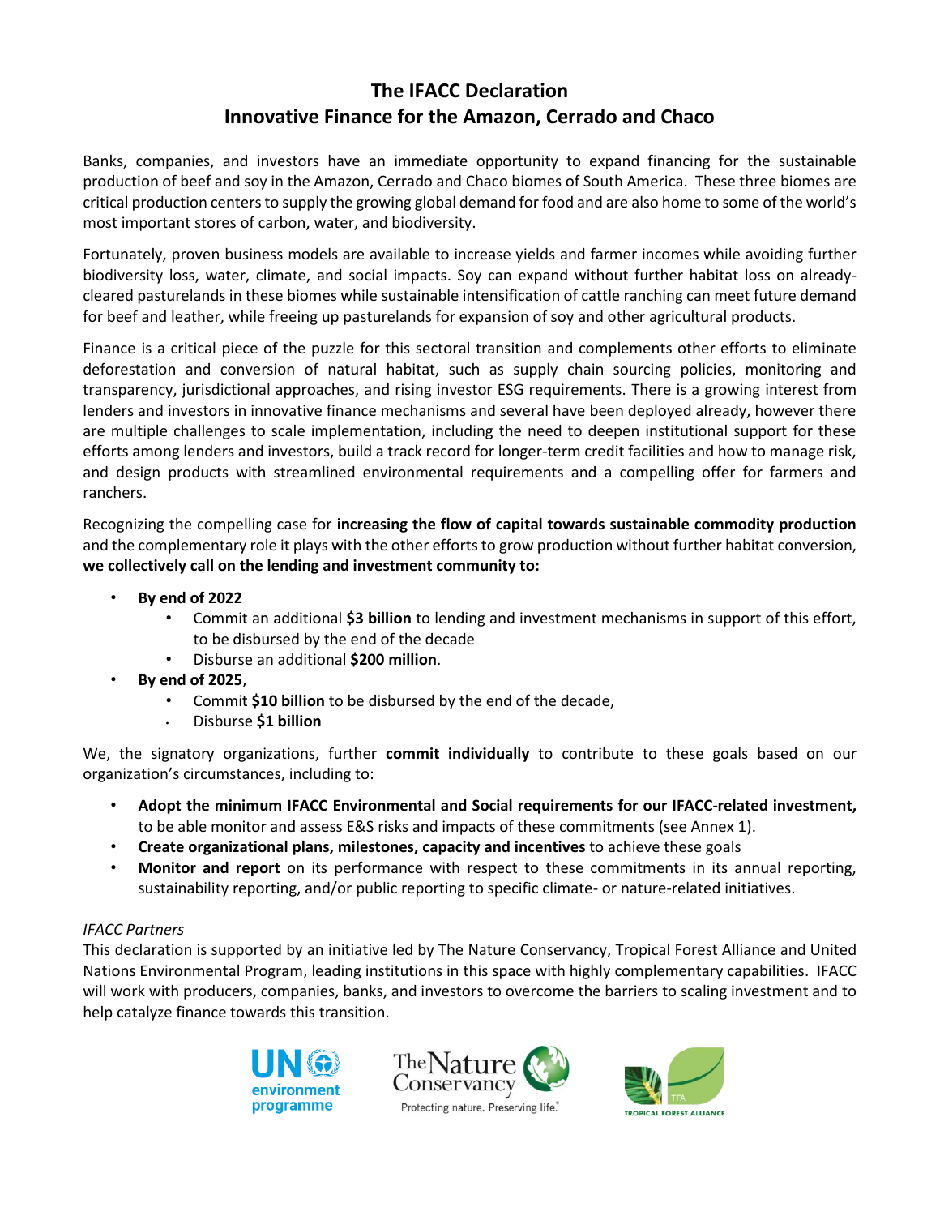# The IFACC Declaration
## Innovative Finance for the Amazon, Cerrado and Chaco

Banks, companies, and investors have an immediate opportunity to expand financing for the sustainable production of beef and soy in the Amazon, Cerrado and Chaco biomes of South America. These three biomes are critical production centers to supply the growing global demand for food and are also home to some of the world's most important stores of carbon, water, and biodiversity.

Fortunately, proven business models are available to increase yields and farmer incomes while avoiding further biodiversity loss, water, climate, and social impacts. Soy can expand without further habitat loss on already-cleared pasturelands in these biomes while sustainable intensification of cattle ranching can meet future demand for beef and leather, while freeing up pasturelands for expansion of soy and other agricultural products.

Finance is a critical piece of the puzzle for this sectoral transition and complements other efforts to eliminate deforestation and conversion of natural habitat, such as supply chain sourcing policies, monitoring and transparency, jurisdictional approaches, and rising investor ESG requirements. There is a growing interest from lenders and investors in innovative finance mechanisms and several have been deployed already, however there are multiple challenges to scale implementation, including the need to deepen institutional support for these efforts among lenders and investors, build a track record for longer-term credit facilities and how to manage risk, and design products with streamlined environmental requirements and a compelling offer for farmers and ranchers.

Recognizing the compelling case for **increasing the flow of capital towards sustainable commodity production** and the complementary role it plays with the other efforts to grow production without further habitat conversion, **we collectively call on the lending and investment community to:**

- **By end of 2022**
  - Commit an additional **$3 billion** to lending and investment mechanisms in support of this effort, to be disbursed by the end of the decade
  - Disburse an additional **$200 million**.
- **By end of 2025**,
  - Commit **$10 billion** to be disbursed by the end of the decade,
  - Disburse **$1 billion**

We, the signatory organizations, further **commit individually** to contribute to these goals based on our organization's circumstances, including to:

- **Adopt the minimum IFACC Environmental and Social requirements for our IFACC-related investment,** to be able monitor and assess E&S risks and impacts of these commitments (see Annex 1).
- **Create organizational plans, milestones, capacity and incentives** to achieve these goals
- **Monitor and report** on its performance with respect to these commitments in its annual reporting, sustainability reporting, and/or public reporting to specific climate- or nature-related initiatives.

*IFACC Partners*

This declaration is supported by an initiative led by The Nature Conservancy, Tropical Forest Alliance and United Nations Environmental Program, leading institutions in this space with highly complementary capabilities. IFACC will work with producers, companies, banks, and investors to overcome the barriers to scaling investment and to help catalyze finance towards this transition.

UN environment programme

The Nature Conservancy — Protecting nature. Preserving life.

TFA — Tropical Forest Alliance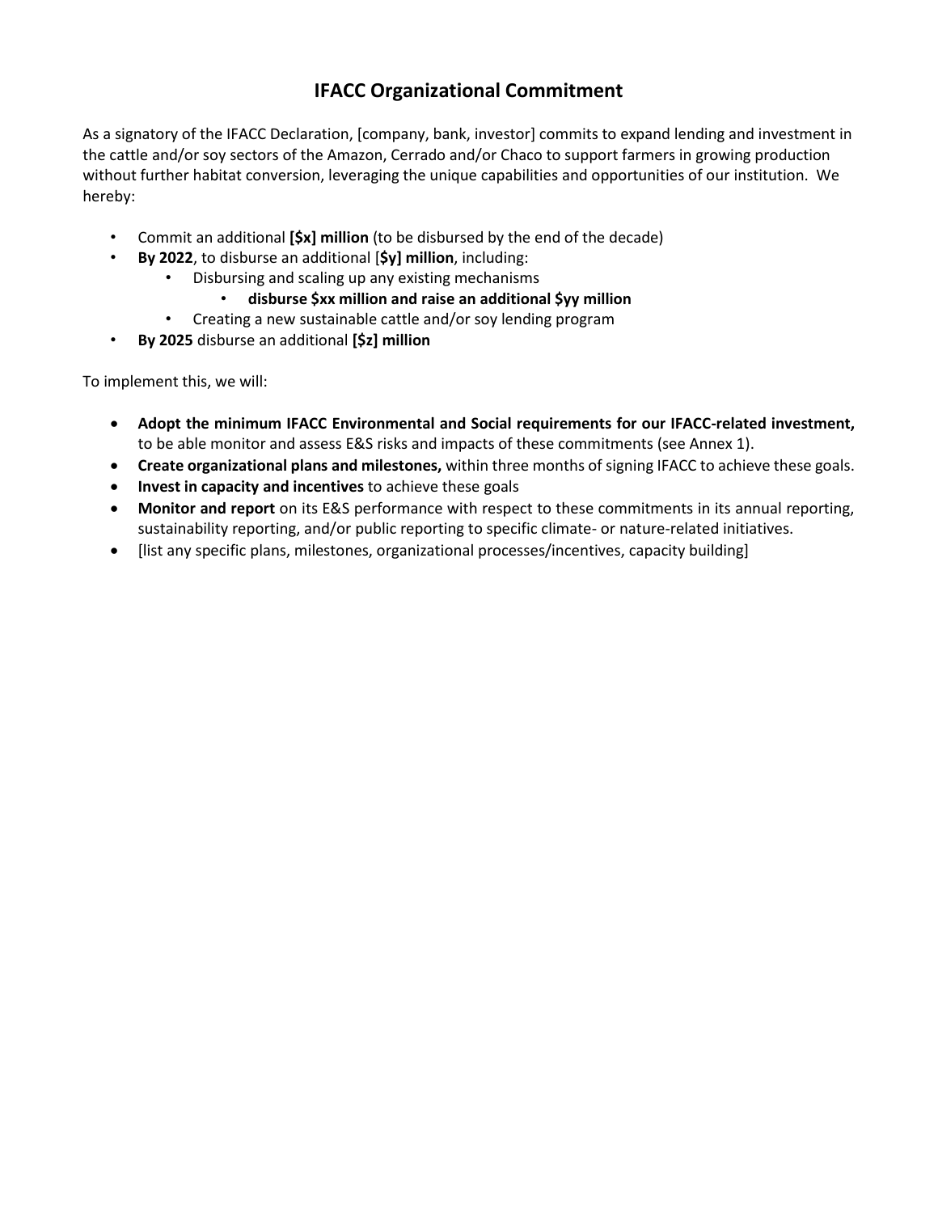# IFACC Organizational Commitment

As a signatory of the IFACC Declaration, [company, bank, investor] commits to expand lending and investment in the cattle and/or soy sectors of the Amazon, Cerrado and/or Chaco to support farmers in growing production without further habitat conversion, leveraging the unique capabilities and opportunities of our institution. We hereby:

- Commit an additional **[$x] million** (to be disbursed by the end of the decade)
- **By 2022**, to disburse an additional [**$y] million**, including:
  - Disbursing and scaling up any existing mechanisms
    - **disburse $xx million and raise an additional $yy million**
  - Creating a new sustainable cattle and/or soy lending program
- **By 2025** disburse an additional **[$z] million**

To implement this, we will:

- **Adopt the minimum IFACC Environmental and Social requirements for our IFACC-related investment,** to be able monitor and assess E&S risks and impacts of these commitments (see Annex 1).
- **Create organizational plans and milestones,** within three months of signing IFACC to achieve these goals.
- **Invest in capacity and incentives** to achieve these goals
- **Monitor and report** on its E&S performance with respect to these commitments in its annual reporting, sustainability reporting, and/or public reporting to specific climate- or nature-related initiatives.
- [list any specific plans, milestones, organizational processes/incentives, capacity building]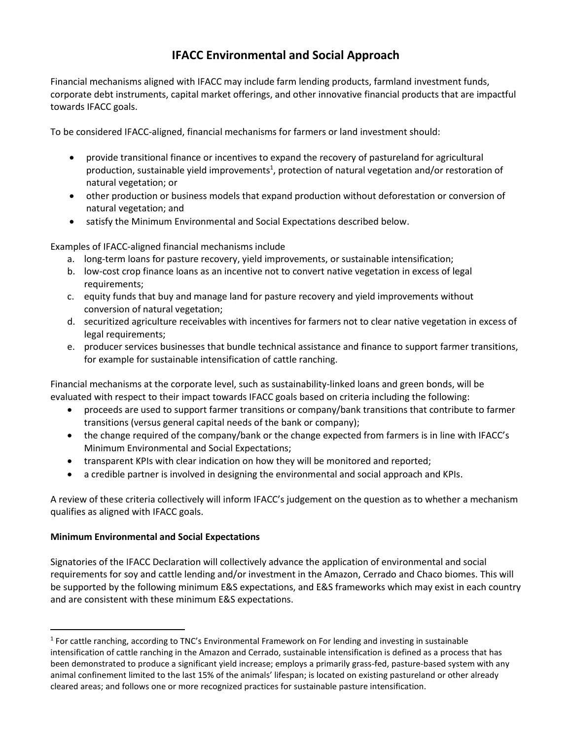# IFACC Environmental and Social Approach

Financial mechanisms aligned with IFACC may include farm lending products, farmland investment funds, corporate debt instruments, capital market offerings, and other innovative financial products that are impactful towards IFACC goals.

To be considered IFACC-aligned, financial mechanisms for farmers or land investment should:

- provide transitional finance or incentives to expand the recovery of pastureland for agricultural production, sustainable yield improvements[1], protection of natural vegetation and/or restoration of natural vegetation; or
- other production or business models that expand production without deforestation or conversion of natural vegetation; and
- satisfy the Minimum Environmental and Social Expectations described below.

Examples of IFACC-aligned financial mechanisms include

a. long-term loans for pasture recovery, yield improvements, or sustainable intensification;
b. low-cost crop finance loans as an incentive not to convert native vegetation in excess of legal requirements;
c. equity funds that buy and manage land for pasture recovery and yield improvements without conversion of natural vegetation;
d. securitized agriculture receivables with incentives for farmers not to clear native vegetation in excess of legal requirements;
e. producer services businesses that bundle technical assistance and finance to support farmer transitions, for example for sustainable intensification of cattle ranching.

Financial mechanisms at the corporate level, such as sustainability-linked loans and green bonds, will be evaluated with respect to their impact towards IFACC goals based on criteria including the following:

- proceeds are used to support farmer transitions or company/bank transitions that contribute to farmer transitions (versus general capital needs of the bank or company);
- the change required of the company/bank or the change expected from farmers is in line with IFACC's Minimum Environmental and Social Expectations;
- transparent KPIs with clear indication on how they will be monitored and reported;
- a credible partner is involved in designing the environmental and social approach and KPIs.

A review of these criteria collectively will inform IFACC's judgement on the question as to whether a mechanism qualifies as aligned with IFACC goals.

**Minimum Environmental and Social Expectations**

Signatories of the IFACC Declaration will collectively advance the application of environmental and social requirements for soy and cattle lending and/or investment in the Amazon, Cerrado and Chaco biomes. This will be supported by the following minimum E&S expectations, and E&S frameworks which may exist in each country and are consistent with these minimum E&S expectations.

---

[1] For cattle ranching, according to TNC's Environmental Framework on For lending and investing in sustainable intensification of cattle ranching in the Amazon and Cerrado, sustainable intensification is defined as a process that has been demonstrated to produce a significant yield increase; employs a primarily grass-fed, pasture-based system with any animal confinement limited to the last 15% of the animals' lifespan; is located on existing pastureland or other already cleared areas; and follows one or more recognized practices for sustainable pasture intensification.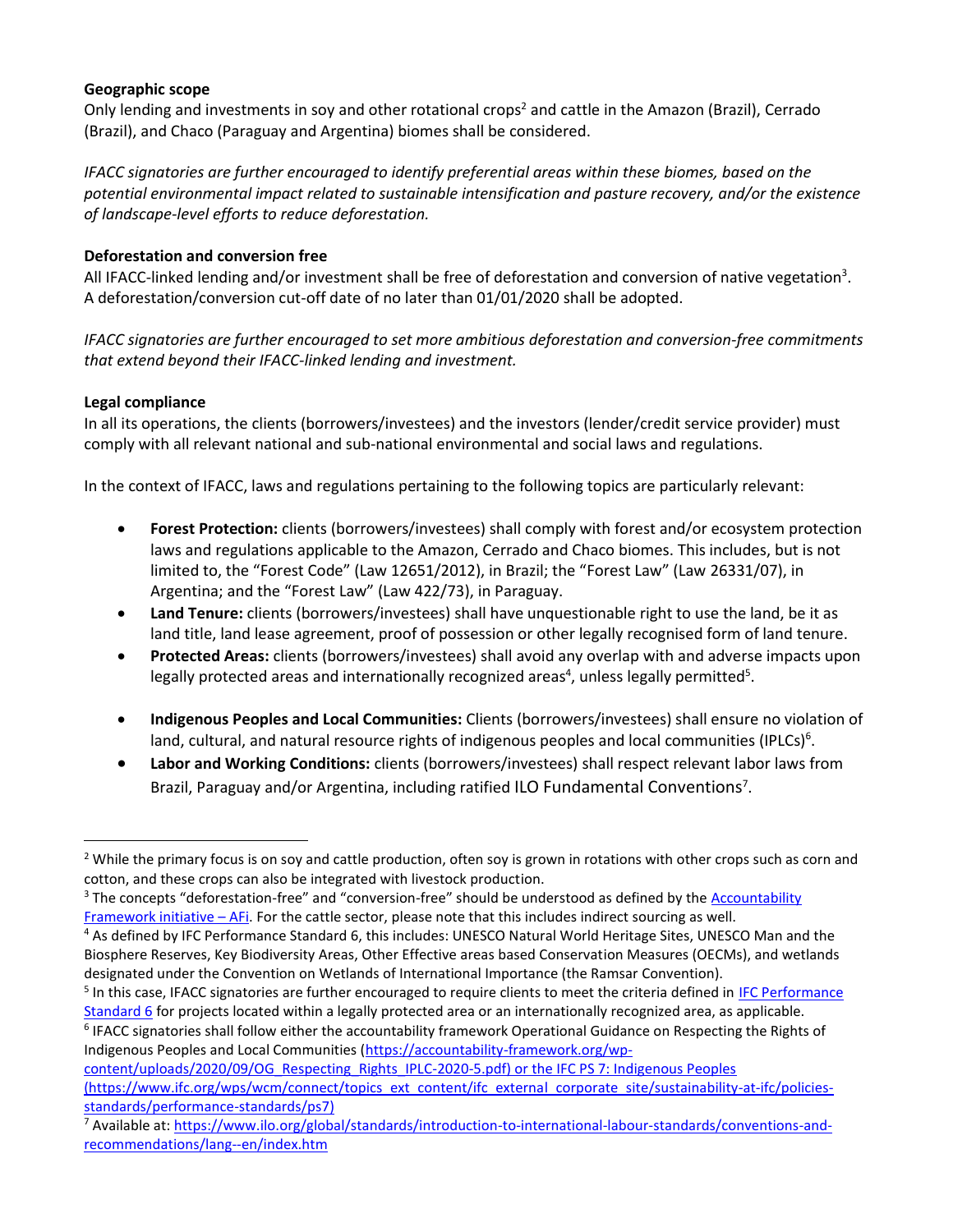**Geographic scope**

Only lending and investments in soy and other rotational crops[2] and cattle in the Amazon (Brazil), Cerrado (Brazil), and Chaco (Paraguay and Argentina) biomes shall be considered.

*IFACC signatories are further encouraged to identify preferential areas within these biomes, based on the potential environmental impact related to sustainable intensification and pasture recovery, and/or the existence of landscape-level efforts to reduce deforestation.*

**Deforestation and conversion free**

All IFACC-linked lending and/or investment shall be free of deforestation and conversion of native vegetation[3]. A deforestation/conversion cut-off date of no later than 01/01/2020 shall be adopted.

*IFACC signatories are further encouraged to set more ambitious deforestation and conversion-free commitments that extend beyond their IFACC-linked lending and investment.*

**Legal compliance**

In all its operations, the clients (borrowers/investees) and the investors (lender/credit service provider) must comply with all relevant national and sub-national environmental and social laws and regulations.

In the context of IFACC, laws and regulations pertaining to the following topics are particularly relevant:

- **Forest Protection:** clients (borrowers/investees) shall comply with forest and/or ecosystem protection laws and regulations applicable to the Amazon, Cerrado and Chaco biomes. This includes, but is not limited to, the "Forest Code" (Law 12651/2012), in Brazil; the "Forest Law" (Law 26331/07), in Argentina; and the "Forest Law" (Law 422/73), in Paraguay.
- **Land Tenure:** clients (borrowers/investees) shall have unquestionable right to use the land, be it as land title, land lease agreement, proof of possession or other legally recognised form of land tenure.
- **Protected Areas:** clients (borrowers/investees) shall avoid any overlap with and adverse impacts upon legally protected areas and internationally recognized areas[4], unless legally permitted[5].
- **Indigenous Peoples and Local Communities:** Clients (borrowers/investees) shall ensure no violation of land, cultural, and natural resource rights of indigenous peoples and local communities (IPLCs)[6].
- **Labor and Working Conditions:** clients (borrowers/investees) shall respect relevant labor laws from Brazil, Paraguay and/or Argentina, including ratified ILO Fundamental Conventions[7].

---

[2] While the primary focus is on soy and cattle production, often soy is grown in rotations with other crops such as corn and cotton, and these crops can also be integrated with livestock production.

[3] The concepts "deforestation-free" and "conversion-free" should be understood as defined by the Accountability Framework initiative – AFi. For the cattle sector, please note that this includes indirect sourcing as well.

[4] As defined by IFC Performance Standard 6, this includes: UNESCO Natural World Heritage Sites, UNESCO Man and the Biosphere Reserves, Key Biodiversity Areas, Other Effective areas based Conservation Measures (OECMs), and wetlands designated under the Convention on Wetlands of International Importance (the Ramsar Convention).

[5] In this case, IFACC signatories are further encouraged to require clients to meet the criteria defined in IFC Performance Standard 6 for projects located within a legally protected area or an internationally recognized area, as applicable.

[6] IFACC signatories shall follow either the accountability framework Operational Guidance on Respecting the Rights of Indigenous Peoples and Local Communities (https://accountability-framework.org/wp-content/uploads/2020/09/OG_Respecting_Rights_IPLC-2020-5.pdf) or the IFC PS 7: Indigenous Peoples (https://www.ifc.org/wps/wcm/connect/topics_ext_content/ifc_external_corporate_site/sustainability-at-ifc/policies-standards/performance-standards/ps7)

[7] Available at: https://www.ilo.org/global/standards/introduction-to-international-labour-standards/conventions-and-recommendations/lang--en/index.htm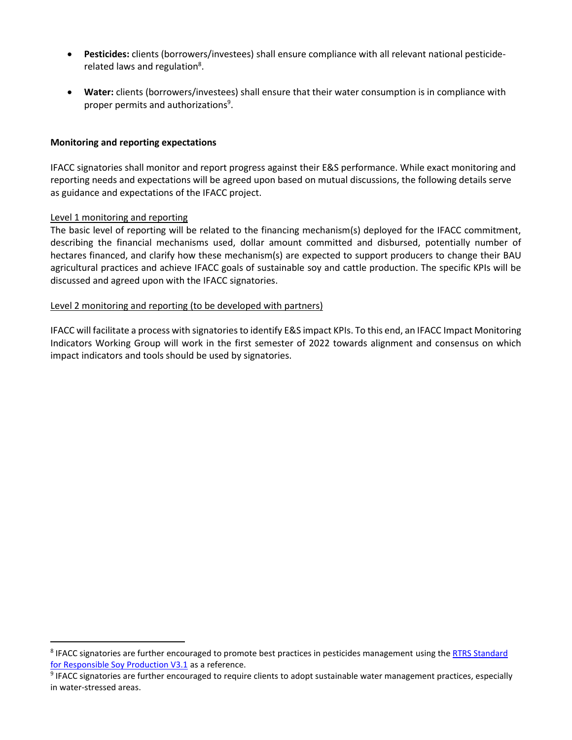- **Pesticides:** clients (borrowers/investees) shall ensure compliance with all relevant national pesticide-related laws and regulation[8].

- **Water:** clients (borrowers/investees) shall ensure that their water consumption is in compliance with proper permits and authorizations[9].

**Monitoring and reporting expectations**

IFACC signatories shall monitor and report progress against their E&S performance. While exact monitoring and reporting needs and expectations will be agreed upon based on mutual discussions, the following details serve as guidance and expectations of the IFACC project.

Level 1 monitoring and reporting

The basic level of reporting will be related to the financing mechanism(s) deployed for the IFACC commitment, describing the financial mechanisms used, dollar amount committed and disbursed, potentially number of hectares financed, and clarify how these mechanism(s) are expected to support producers to change their BAU agricultural practices and achieve IFACC goals of sustainable soy and cattle production. The specific KPIs will be discussed and agreed upon with the IFACC signatories.

Level 2 monitoring and reporting (to be developed with partners)

IFACC will facilitate a process with signatories to identify E&S impact KPIs. To this end, an IFACC Impact Monitoring Indicators Working Group will work in the first semester of 2022 towards alignment and consensus on which impact indicators and tools should be used by signatories.

---

[8] IFACC signatories are further encouraged to promote best practices in pesticides management using the RTRS Standard for Responsible Soy Production V3.1 as a reference.

[9] IFACC signatories are further encouraged to require clients to adopt sustainable water management practices, especially in water-stressed areas.